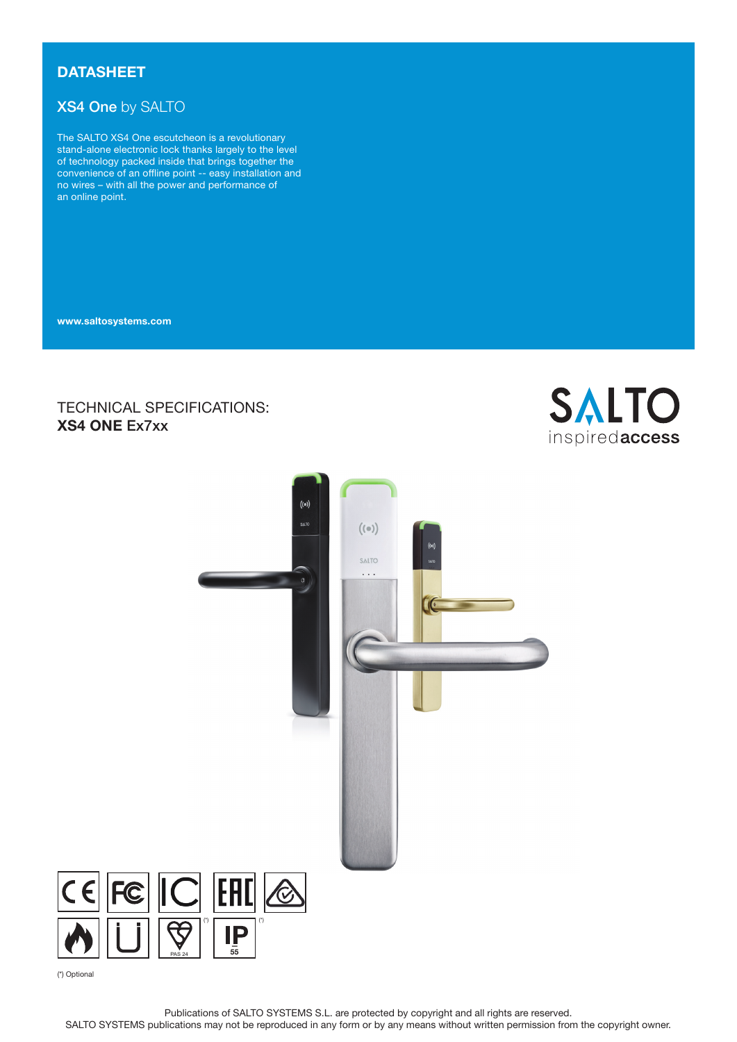# DATASHEET

## XS4 One by SALTO

The SALTO XS4 One escutcheon is a revolutionary stand-alone electronic lock thanks largely to the level of technology packed inside that brings together the convenience of an offline point -- easy installation and no wires – with all the power and performance of an online point.

**www.saltosystems.com**

## TECHNICAL SPECIFICATIONS:
**XS4 ONE Ex7xx**

(*) Optional

Publications of SALTO SYSTEMS S.L. are protected by copyright and all rights are reserved.
SALTO SYSTEMS publications may not be reproduced in any form or by any means without written permission from the copyright owner.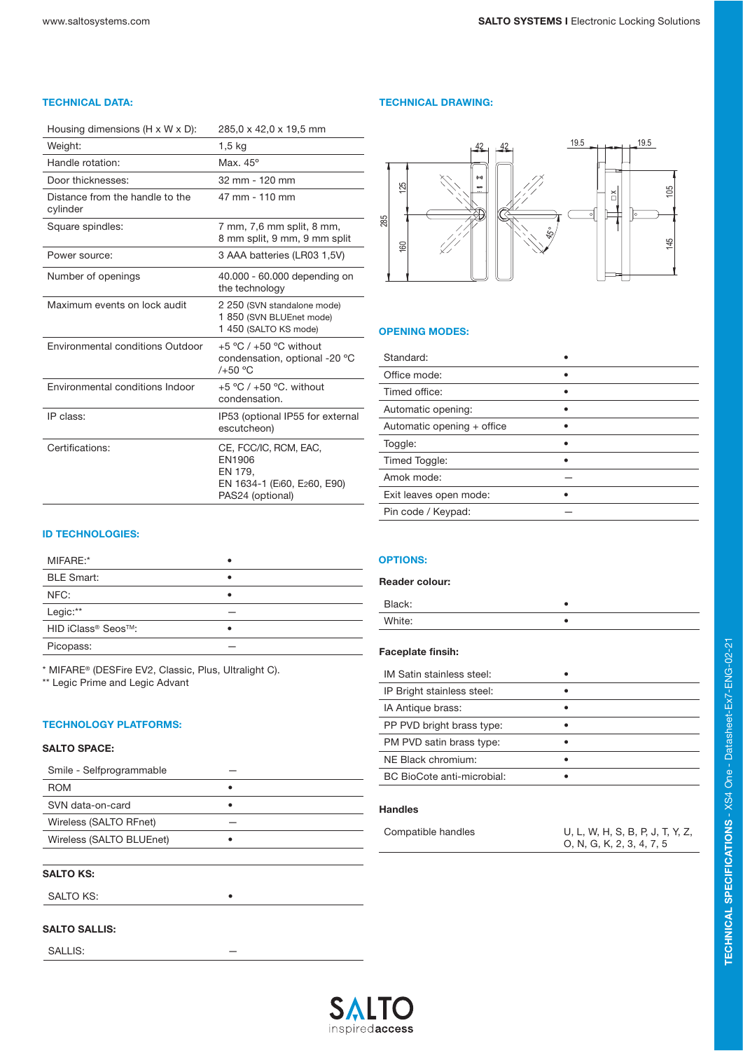## TECHNICAL DATA:

| | |
|---|---|
| Housing dimensions (H x W x D): | 285,0 x 42,0 x 19,5 mm |
| Weight: | 1,5 kg |
| Handle rotation: | Max. 45º |
| Door thicknesses: | 32 mm - 120 mm |
| Distance from the handle to the cylinder | 47 mm - 110 mm |
| Square spindles: | 7 mm, 7,6 mm split, 8 mm, 8 mm split, 9 mm, 9 mm split |
| Power source: | 3 AAA batteries (LR03 1,5V) |
| Number of openings | 40.000 - 60.000 depending on the technology |
| Maximum events on lock audit | 2 250 (SVN standalone mode) 1 850 (SVN BLUEnet mode) 1 450 (SALTO KS mode) |
| Environmental conditions Outdoor | +5 ºC / +50 ºC without condensation, optional -20 ºC /+50 ºC |
| Environmental conditions Indoor | +5 ºC / +50 ºC. without condensation. |
| IP class: | IP53 (optional IP55 for external escutcheon) |
| Certifications: | CE, FCC/IC, RCM, EAC, EN1906 EN 179, EN 1634-1 (Ei60, E260, E90) PAS24 (optional) |

## ID TECHNOLOGIES:

| | |
|---|---|
| MIFARE:* | • |
| BLE Smart: | • |
| NFC: | • |
| Legic:** | — |
| HID iClass® Seos™: | • |
| Picopass: | — |

\* MIFARE® (DESFire EV2, Classic, Plus, Ultralight C).
** Legic Prime and Legic Advant

## TECHNOLOGY PLATFORMS:

### SALTO SPACE:

| | |
|---|---|
| Smile - Selfprogrammable | — |
| ROM | • |
| SVN data-on-card | • |
| Wireless (SALTO RFnet) | — |
| Wireless (SALTO BLUEnet) | • |

### SALTO KS:

| | |
|---|---|
| SALTO KS: | • |

### SALTO SALLIS:

| | |
|---|---|
| SALLIS: | — |

## TECHNICAL DRAWING:

## OPENING MODES:

| | |
|---|---|
| Standard: | • |
| Office mode: | • |
| Timed office: | • |
| Automatic opening: | • |
| Automatic opening + office | • |
| Toggle: | • |
| Timed Toggle: | • |
| Amok mode: | — |
| Exit leaves open mode: | • |
| Pin code / Keypad: | — |

## OPTIONS:

### Reader colour:

| | |
|---|---|
| Black: | • |
| White: | • |

### Faceplate finsih:

| | |
|---|---|
| IM Satin stainless steel: | • |
| IP Bright stainless steel: | • |
| IA Antique brass: | • |
| PP PVD bright brass type: | • |
| PM PVD satin brass type: | • |
| NE Black chromium: | • |
| BC BioCote anti-microbial: | • |

### Handles

| | |
|---|---|
| Compatible handles | U, L, W, H, S, B, P, J, T, Y, Z, O, N, G, K, 2, 3, 4, 7, 5 |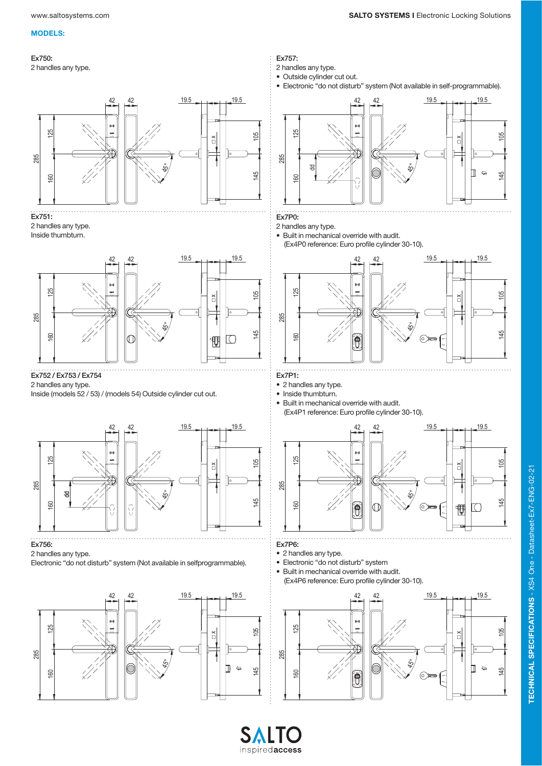## MODELS:

### Ex750:

2 handles any type.

42 42 19.5 19.5
125 285 160 105 145 45° □X

### Ex751:

2 handles any type.
Inside thumbturn.

42 42 19.5 19.5
125 285 160 105 145 45° □X

### Ex752 / Ex753 / Ex754

2 handles any type.
Inside (models 52 / 53) / (models 54) Outside cylinder cut out.

42 42 19.5 19.5
125 285 160 dd 105 145 45° □X

### Ex756:

2 handles any type.
Electronic "do not disturb" system (Not available in selfprogrammable).

42 42 19.5 19.5
125 285 160 105 145 45° □X

### Ex757:

2 handles any type.

- Outside cylinder cut out.
- Electronic "do not disturb" system (Not available in self-programmable).

42 42 19.5 19.5
125 285 160 dd 105 145 45° □X

### Ex7P0:

2 handles any type.

- Built in mechanical override with audit.
  (Ex4P0 reference: Euro profile cylinder 30-10).

42 42 19.5 19.5
125 285 160 105 145 45° □X

### Ex7P1:

- 2 handles any type.
- Inside thumbturn.
- Built in mechanical override with audit.
  (Ex4P1 reference: Euro profile cylinder 30-10).

42 42 19.5 19.5
125 285 160 105 145 45° □X

### Ex7P6:

- 2 handles any type.
- Electronic "do not disturb" system
- Built in mechanical override with audit.
  (Ex4P6 reference: Euro profile cylinder 30-10).

42 42 19.5 19.5
125 285 160 105 145 45° □X

SALTO inspiredaccess

TECHNICAL SPECIFICATIONS - XS4 One - Datasheet-Ex7-ENG-02-21